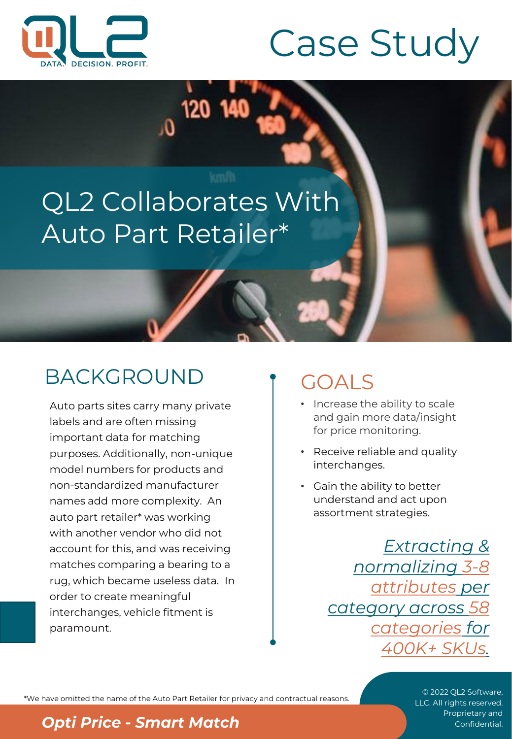QL2 DATA. DECISION. PROFIT.

# Case Study

## QL2 Collaborates With Auto Part Retailer*

## BACKGROUND

Auto parts sites carry many private labels and are often missing important data for matching purposes. Additionally, non-unique model numbers for products and non-standardized manufacturer names add more complexity. An auto part retailer* was working with another vendor who did not account for this, and was receiving matches comparing a bearing to a rug, which became useless data. In order to create meaningful interchanges, vehicle fitment is paramount.

## GOALS

- Increase the ability to scale and gain more data/insight for price monitoring.
- Receive reliable and quality interchanges.
- Gain the ability to better understand and act upon assortment strategies.

*Extracting & normalizing 3-8 attributes per category across 58 categories for 400K+ SKUs.*

*We have omitted the name of the Auto Part Retailer for privacy and contractual reasons.

***Opti Price - Smart Match***

© 2022 QL2 Software, LLC. All rights reserved. Proprietary and Confidential.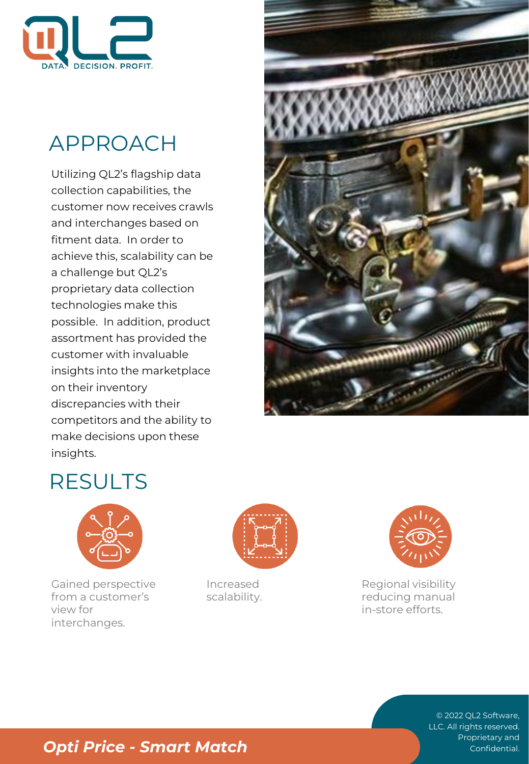QL2
DATA. DECISION. PROFIT.

## APPROACH

Utilizing QL2's flagship data collection capabilities, the customer now receives crawls and interchanges based on fitment data. In order to achieve this, scalability can be a challenge but QL2's proprietary data collection technologies make this possible. In addition, product assortment has provided the customer with invaluable insights into the marketplace on their inventory discrepancies with their competitors and the ability to make decisions upon these insights.

## RESULTS

Gained perspective from a customer's view for interchanges.

Increased scalability.

Regional visibility reducing manual in-store efforts.

*Opti Price - Smart Match*

© 2022 QL2 Software, LLC. All rights reserved. Proprietary and Confidential.